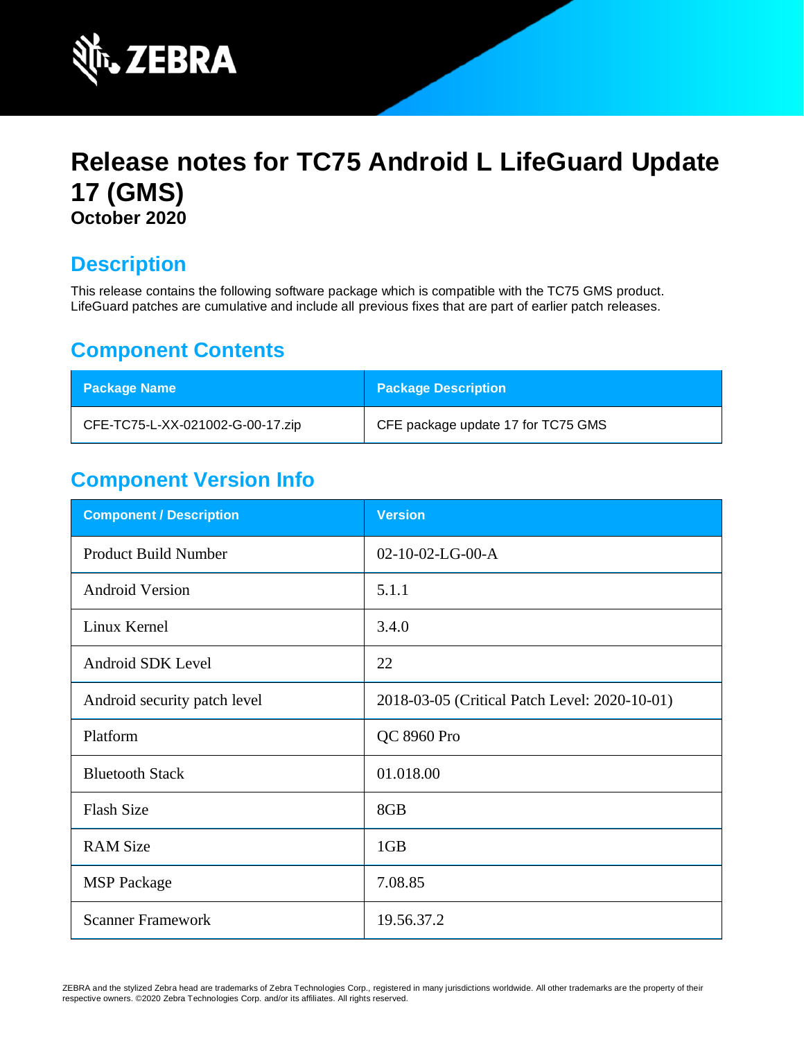# Release notes for TC75 Android L LifeGuard Update 17 (GMS)

**October 2020**

## Description

This release contains the following software package which is compatible with the TC75 GMS product. LifeGuard patches are cumulative and include all previous fixes that are part of earlier patch releases.

## Component Contents

| Package Name | Package Description |
| --- | --- |
| CFE-TC75-L-XX-021002-G-00-17.zip | CFE package update 17 for TC75 GMS |

## Component Version Info

| Component / Description | Version |
| --- | --- |
| Product Build Number | 02-10-02-LG-00-A |
| Android Version | 5.1.1 |
| Linux Kernel | 3.4.0 |
| Android SDK Level | 22 |
| Android security patch level | 2018-03-05 (Critical Patch Level: 2020-10-01) |
| Platform | QC 8960 Pro |
| Bluetooth Stack | 01.018.00 |
| Flash Size | 8GB |
| RAM Size | 1GB |
| MSP Package | 7.08.85 |
| Scanner Framework | 19.56.37.2 |

ZEBRA and the stylized Zebra head are trademarks of Zebra Technologies Corp., registered in many jurisdictions worldwide. All other trademarks are the property of their respective owners. ©2020 Zebra Technologies Corp. and/or its affiliates. All rights reserved.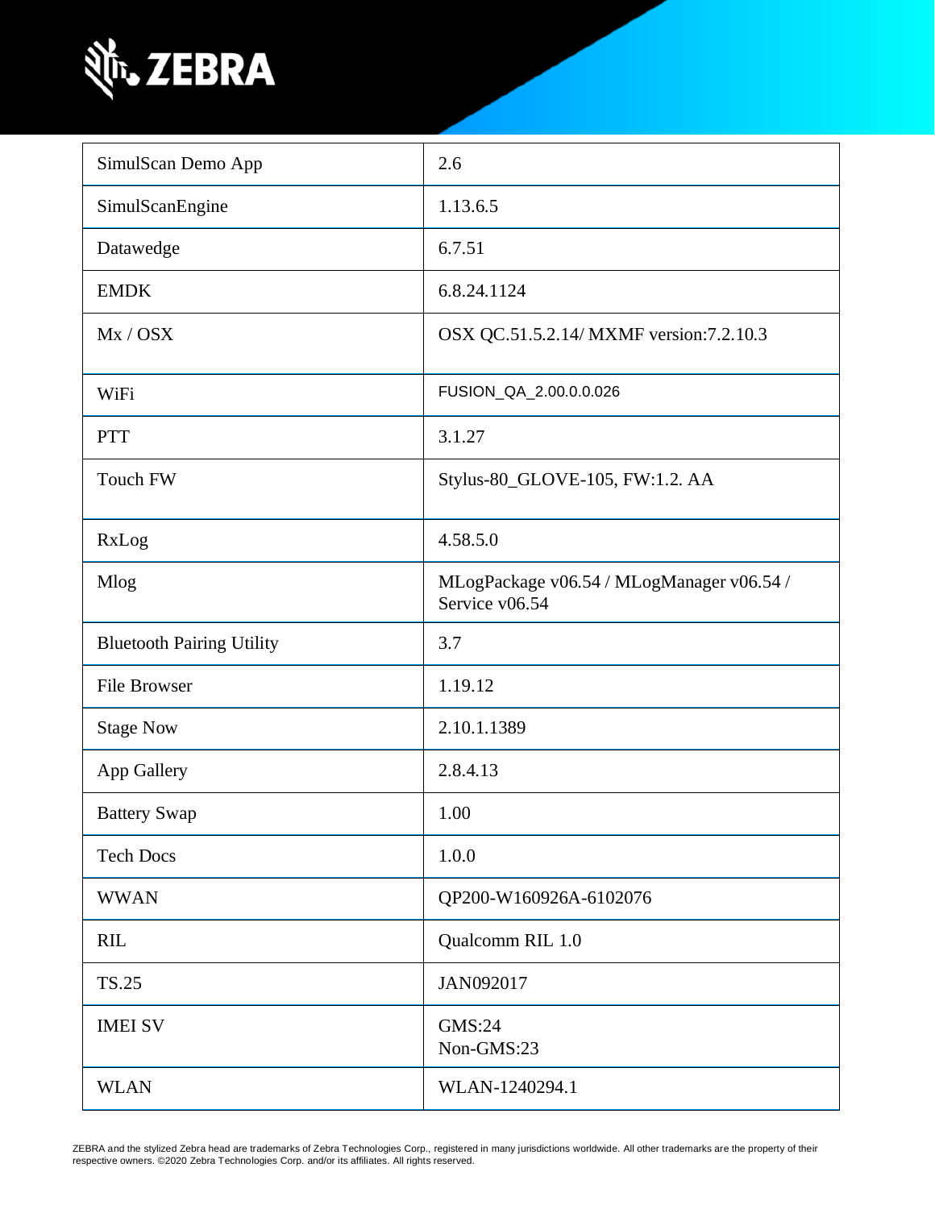| SimulScan Demo App | 2.6 |
|---|---|
| SimulScanEngine | 1.13.6.5 |
| Datawedge | 6.7.51 |
| EMDK | 6.8.24.1124 |
| Mx / OSX | OSX QC.51.5.2.14/ MXMF version:7.2.10.3 |
| WiFi | FUSION_QA_2.00.0.0.026 |
| PTT | 3.1.27 |
| Touch FW | Stylus-80_GLOVE-105, FW:1.2. AA |
| RxLog | 4.58.5.0 |
| Mlog | MLogPackage v06.54 / MLogManager v06.54 / Service v06.54 |
| Bluetooth Pairing Utility | 3.7 |
| File Browser | 1.19.12 |
| Stage Now | 2.10.1.1389 |
| App Gallery | 2.8.4.13 |
| Battery Swap | 1.00 |
| Tech Docs | 1.0.0 |
| WWAN | QP200-W160926A-6102076 |
| RIL | Qualcomm RIL 1.0 |
| TS.25 | JAN092017 |
| IMEI SV | GMS:24<br>Non-GMS:23 |
| WLAN | WLAN-1240294.1 |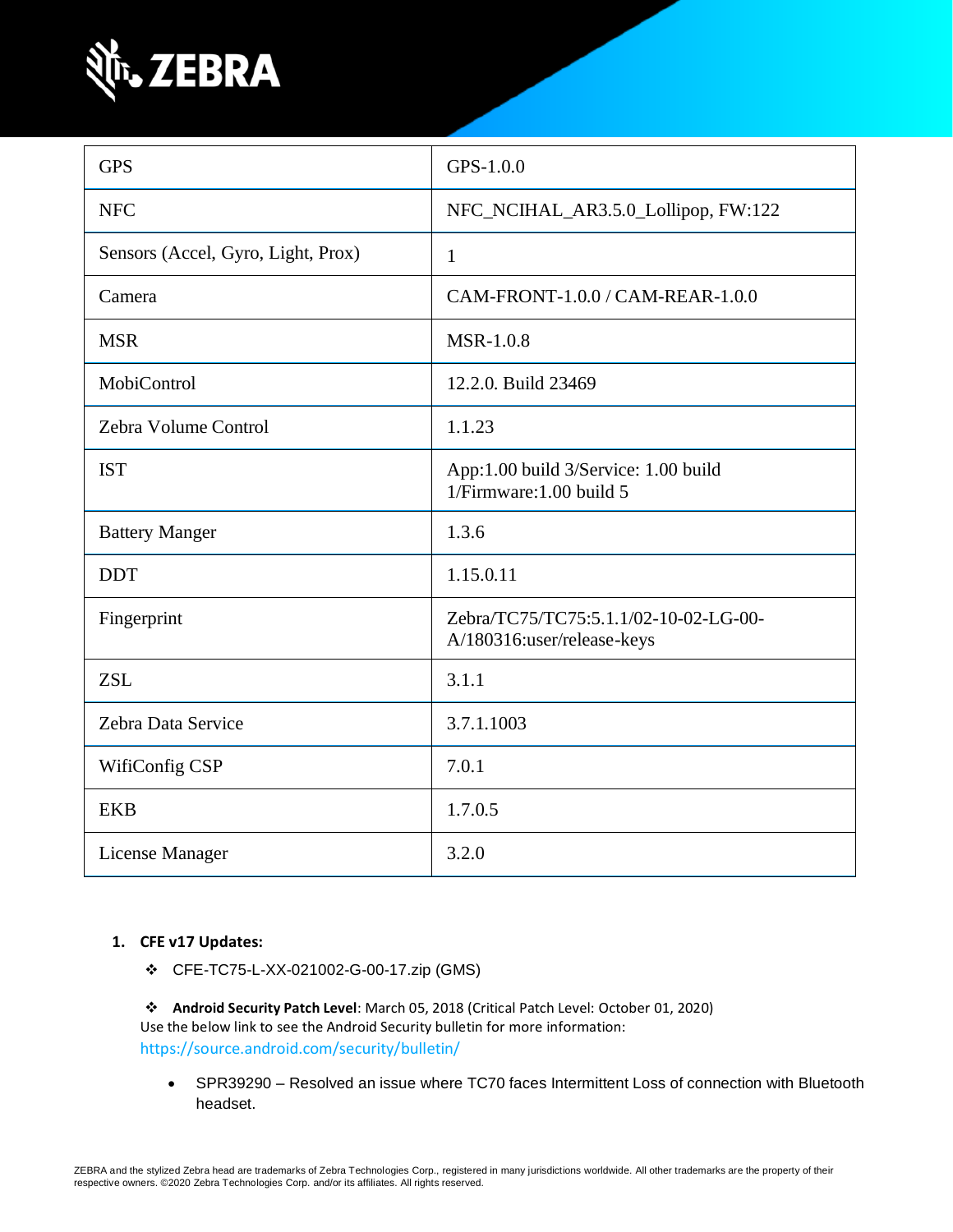| GPS | GPS-1.0.0 |
|---|---|
| NFC | NFC_NCIHAL_AR3.5.0_Lollipop, FW:122 |
| Sensors (Accel, Gyro, Light, Prox) | 1 |
| Camera | CAM-FRONT-1.0.0 / CAM-REAR-1.0.0 |
| MSR | MSR-1.0.8 |
| MobiControl | 12.2.0. Build 23469 |
| Zebra Volume Control | 1.1.23 |
| IST | App:1.00 build 3/Service: 1.00 build 1/Firmware:1.00 build 5 |
| Battery Manger | 1.3.6 |
| DDT | 1.15.0.11 |
| Fingerprint | Zebra/TC75/TC75:5.1.1/02-10-02-LG-00-A/180316:user/release-keys |
| ZSL | 3.1.1 |
| Zebra Data Service | 3.7.1.1003 |
| WifiConfig CSP | 7.0.1 |
| EKB | 1.7.0.5 |
| License Manager | 3.2.0 |

1. **CFE v17 Updates:**

   ❖ CFE-TC75-L-XX-021002-G-00-17.zip (GMS)

   ❖ **Android Security Patch Level**: March 05, 2018 (Critical Patch Level: October 01, 2020)
   Use the below link to see the Android Security bulletin for more information: https://source.android.com/security/bulletin/

   - SPR39290 – Resolved an issue where TC70 faces Intermittent Loss of connection with Bluetooth headset.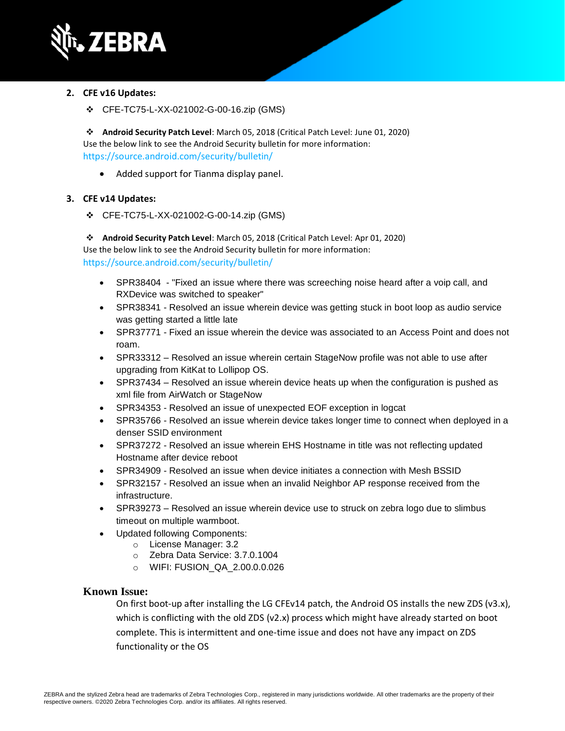2. **CFE v16 Updates:**

   - CFE-TC75-L-XX-021002-G-00-16.zip (GMS)

   - **Android Security Patch Level**: March 05, 2018 (Critical Patch Level: June 01, 2020)
   Use the below link to see the Android Security bulletin for more information:
   https://source.android.com/security/bulletin/

     - Added support for Tianma display panel.

3. **CFE v14 Updates:**

   - CFE-TC75-L-XX-021002-G-00-14.zip (GMS)

   - **Android Security Patch Level**: March 05, 2018 (Critical Patch Level: Apr 01, 2020)
   Use the below link to see the Android Security bulletin for more information:
   https://source.android.com/security/bulletin/

     - SPR38404 - "Fixed an issue where there was screeching noise heard after a voip call, and RXDevice was switched to speaker"
     - SPR38341 - Resolved an issue wherein device was getting stuck in boot loop as audio service was getting started a little late
     - SPR37771 - Fixed an issue wherein the device was associated to an Access Point and does not roam.
     - SPR33312 – Resolved an issue wherein certain StageNow profile was not able to use after upgrading from KitKat to Lollipop OS.
     - SPR37434 – Resolved an issue wherein device heats up when the configuration is pushed as xml file from AirWatch or StageNow
     - SPR34353 - Resolved an issue of unexpected EOF exception in logcat
     - SPR35766 - Resolved an issue wherein device takes longer time to connect when deployed in a denser SSID environment
     - SPR37272 - Resolved an issue wherein EHS Hostname in title was not reflecting updated Hostname after device reboot
     - SPR34909 - Resolved an issue when device initiates a connection with Mesh BSSID
     - SPR32157 - Resolved an issue when an invalid Neighbor AP response received from the infrastructure.
     - SPR39273 – Resolved an issue wherein device use to struck on zebra logo due to slimbus timeout on multiple warmboot.
     - Updated following Components:
       - License Manager: 3.2
       - Zebra Data Service: 3.7.0.1004
       - WIFI: FUSION_QA_2.00.0.0.026

**Known Issue:**

On first boot-up after installing the LG CFEv14 patch, the Android OS installs the new ZDS (v3.x), which is conflicting with the old ZDS (v2.x) process which might have already started on boot complete. This is intermittent and one-time issue and does not have any impact on ZDS functionality or the OS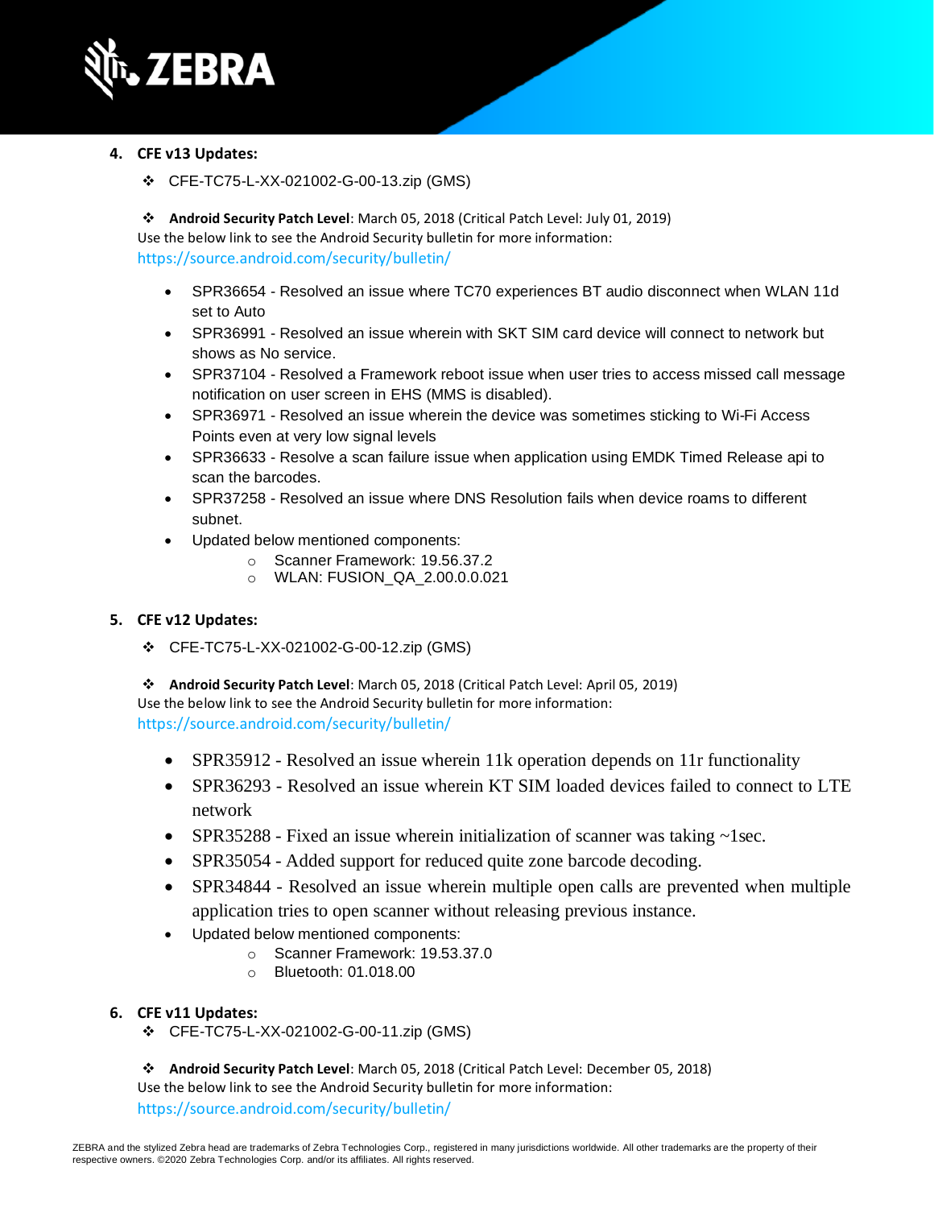4. **CFE v13 Updates:**

- ❖ CFE-TC75-L-XX-021002-G-00-13.zip (GMS)

- ❖ **Android Security Patch Level**: March 05, 2018 (Critical Patch Level: July 01, 2019)

Use the below link to see the Android Security bulletin for more information:
https://source.android.com/security/bulletin/

- SPR36654 - Resolved an issue where TC70 experiences BT audio disconnect when WLAN 11d set to Auto
- SPR36991 - Resolved an issue wherein with SKT SIM card device will connect to network but shows as No service.
- SPR37104 - Resolved a Framework reboot issue when user tries to access missed call message notification on user screen in EHS (MMS is disabled).
- SPR36971 - Resolved an issue wherein the device was sometimes sticking to Wi-Fi Access Points even at very low signal levels
- SPR36633 - Resolve a scan failure issue when application using EMDK Timed Release api to scan the barcodes.
- SPR37258 - Resolved an issue where DNS Resolution fails when device roams to different subnet.
- Updated below mentioned components:
  - Scanner Framework: 19.56.37.2
  - WLAN: FUSION_QA_2.00.0.0.021

5. **CFE v12 Updates:**

- ❖ CFE-TC75-L-XX-021002-G-00-12.zip (GMS)

- ❖ **Android Security Patch Level**: March 05, 2018 (Critical Patch Level: April 05, 2019)

Use the below link to see the Android Security bulletin for more information:
https://source.android.com/security/bulletin/

- SPR35912 - Resolved an issue wherein 11k operation depends on 11r functionality
- SPR36293 - Resolved an issue wherein KT SIM loaded devices failed to connect to LTE network
- SPR35288 - Fixed an issue wherein initialization of scanner was taking ~1sec.
- SPR35054 - Added support for reduced quite zone barcode decoding.
- SPR34844 - Resolved an issue wherein multiple open calls are prevented when multiple application tries to open scanner without releasing previous instance.
- Updated below mentioned components:
  - Scanner Framework: 19.53.37.0
  - Bluetooth: 01.018.00

6. **CFE v11 Updates:**

- ❖ CFE-TC75-L-XX-021002-G-00-11.zip (GMS)

- ❖ **Android Security Patch Level**: March 05, 2018 (Critical Patch Level: December 05, 2018)

Use the below link to see the Android Security bulletin for more information:
https://source.android.com/security/bulletin/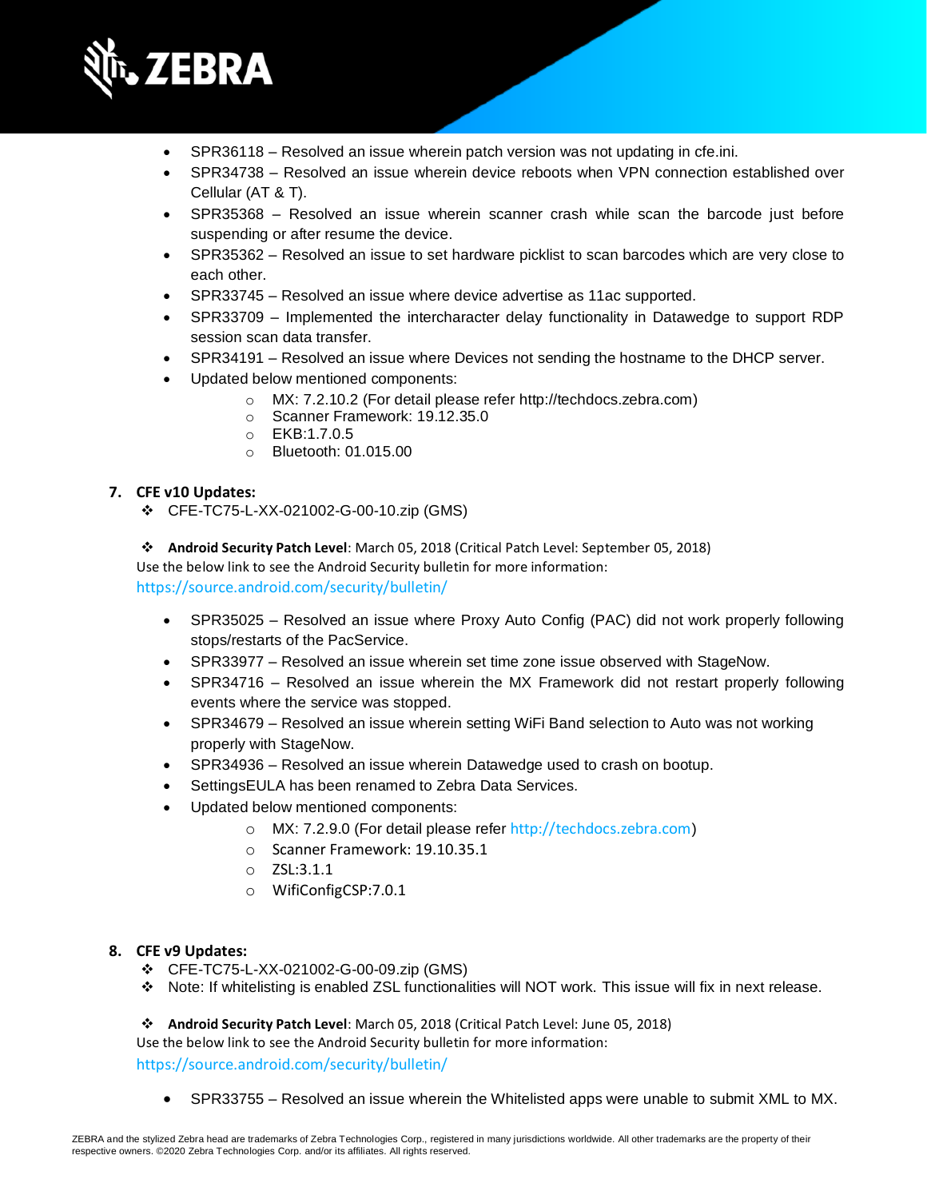- SPR36118 – Resolved an issue wherein patch version was not updating in cfe.ini.
- SPR34738 – Resolved an issue wherein device reboots when VPN connection established over Cellular (AT & T).
- SPR35368 – Resolved an issue wherein scanner crash while scan the barcode just before suspending or after resume the device.
- SPR35362 – Resolved an issue to set hardware picklist to scan barcodes which are very close to each other.
- SPR33745 – Resolved an issue where device advertise as 11ac supported.
- SPR33709 – Implemented the intercharacter delay functionality in Datawedge to support RDP session scan data transfer.
- SPR34191 – Resolved an issue where Devices not sending the hostname to the DHCP server.
- Updated below mentioned components:
    - MX: 7.2.10.2 (For detail please refer http://techdocs.zebra.com)
    - Scanner Framework: 19.12.35.0
    - EKB:1.7.0.5
    - Bluetooth: 01.015.00

**7. CFE v10 Updates:**

❖ CFE-TC75-L-XX-021002-G-00-10.zip (GMS)

❖ **Android Security Patch Level**: March 05, 2018 (Critical Patch Level: September 05, 2018)
Use the below link to see the Android Security bulletin for more information:
https://source.android.com/security/bulletin/

- SPR35025 – Resolved an issue where Proxy Auto Config (PAC) did not work properly following stops/restarts of the PacService.
- SPR33977 – Resolved an issue wherein set time zone issue observed with StageNow.
- SPR34716 – Resolved an issue wherein the MX Framework did not restart properly following events where the service was stopped.
- SPR34679 – Resolved an issue wherein setting WiFi Band selection to Auto was not working properly with StageNow.
- SPR34936 – Resolved an issue wherein Datawedge used to crash on bootup.
- SettingsEULA has been renamed to Zebra Data Services.
- Updated below mentioned components:
    - MX: 7.2.9.0 (For detail please refer http://techdocs.zebra.com)
    - Scanner Framework: 19.10.35.1
    - ZSL:3.1.1
    - WifiConfigCSP:7.0.1

**8. CFE v9 Updates:**

❖ CFE-TC75-L-XX-021002-G-00-09.zip (GMS)
❖ Note: If whitelisting is enabled ZSL functionalities will NOT work. This issue will fix in next release.

❖ **Android Security Patch Level**: March 05, 2018 (Critical Patch Level: June 05, 2018)
Use the below link to see the Android Security bulletin for more information:
https://source.android.com/security/bulletin/

- SPR33755 – Resolved an issue wherein the Whitelisted apps were unable to submit XML to MX.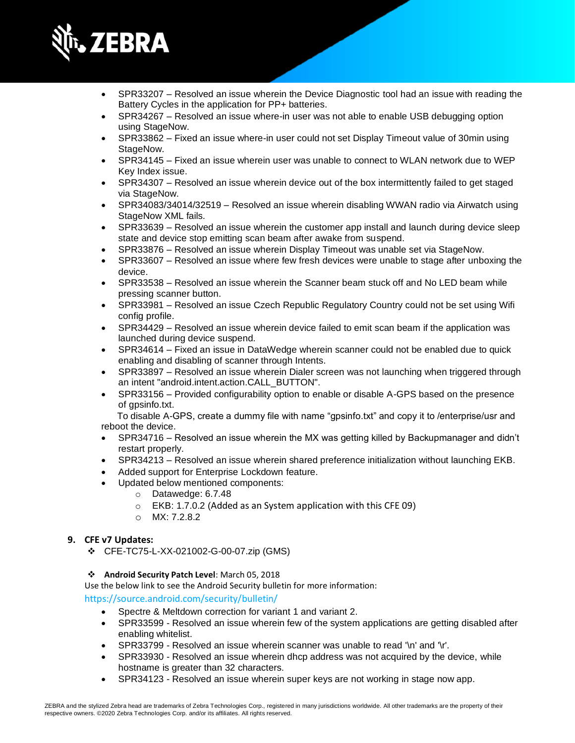- SPR33207 – Resolved an issue wherein the Device Diagnostic tool had an issue with reading the Battery Cycles in the application for PP+ batteries.
- SPR34267 – Resolved an issue where-in user was not able to enable USB debugging option using StageNow.
- SPR33862 – Fixed an issue where-in user could not set Display Timeout value of 30min using StageNow.
- SPR34145 – Fixed an issue wherein user was unable to connect to WLAN network due to WEP Key Index issue.
- SPR34307 – Resolved an issue wherein device out of the box intermittently failed to get staged via StageNow.
- SPR34083/34014/32519 – Resolved an issue wherein disabling WWAN radio via Airwatch using StageNow XML fails.
- SPR33639 – Resolved an issue wherein the customer app install and launch during device sleep state and device stop emitting scan beam after awake from suspend.
- SPR33876 – Resolved an issue wherein Display Timeout was unable set via StageNow.
- SPR33607 – Resolved an issue where few fresh devices were unable to stage after unboxing the device.
- SPR33538 – Resolved an issue wherein the Scanner beam stuck off and No LED beam while pressing scanner button.
- SPR33981 – Resolved an issue Czech Republic Regulatory Country could not be set using Wifi config profile.
- SPR34429 – Resolved an issue wherein device failed to emit scan beam if the application was launched during device suspend.
- SPR34614 – Fixed an issue in DataWedge wherein scanner could not be enabled due to quick enabling and disabling of scanner through Intents.
- SPR33897 – Resolved an issue wherein Dialer screen was not launching when triggered through an intent "android.intent.action.CALL_BUTTON".
- SPR33156 – Provided configurability option to enable or disable A-GPS based on the presence of gpsinfo.txt.

  To disable A-GPS, create a dummy file with name “gpsinfo.txt” and copy it to /enterprise/usr and reboot the device.
- SPR34716 – Resolved an issue wherein the MX was getting killed by Backupmanager and didn’t restart properly.
- SPR34213 – Resolved an issue wherein shared preference initialization without launching EKB.
- Added support for Enterprise Lockdown feature.
- Updated below mentioned components:
  - Datawedge: 6.7.48
  - EKB: 1.7.0.2 (Added as an System application with this CFE 09)
  - MX: 7.2.8.2

## 9. CFE v7 Updates:

- CFE-TC75-L-XX-021002-G-00-07.zip (GMS)

- **Android Security Patch Level**: March 05, 2018

Use the below link to see the Android Security bulletin for more information: https://source.android.com/security/bulletin/

- Spectre & Meltdown correction for variant 1 and variant 2.
- SPR33599 - Resolved an issue wherein few of the system applications are getting disabled after enabling whitelist.
- SPR33799 - Resolved an issue wherein scanner was unable to read '\n' and '\r'.
- SPR33930 - Resolved an issue wherein dhcp address was not acquired by the device, while hostname is greater than 32 characters.
- SPR34123 - Resolved an issue wherein super keys are not working in stage now app.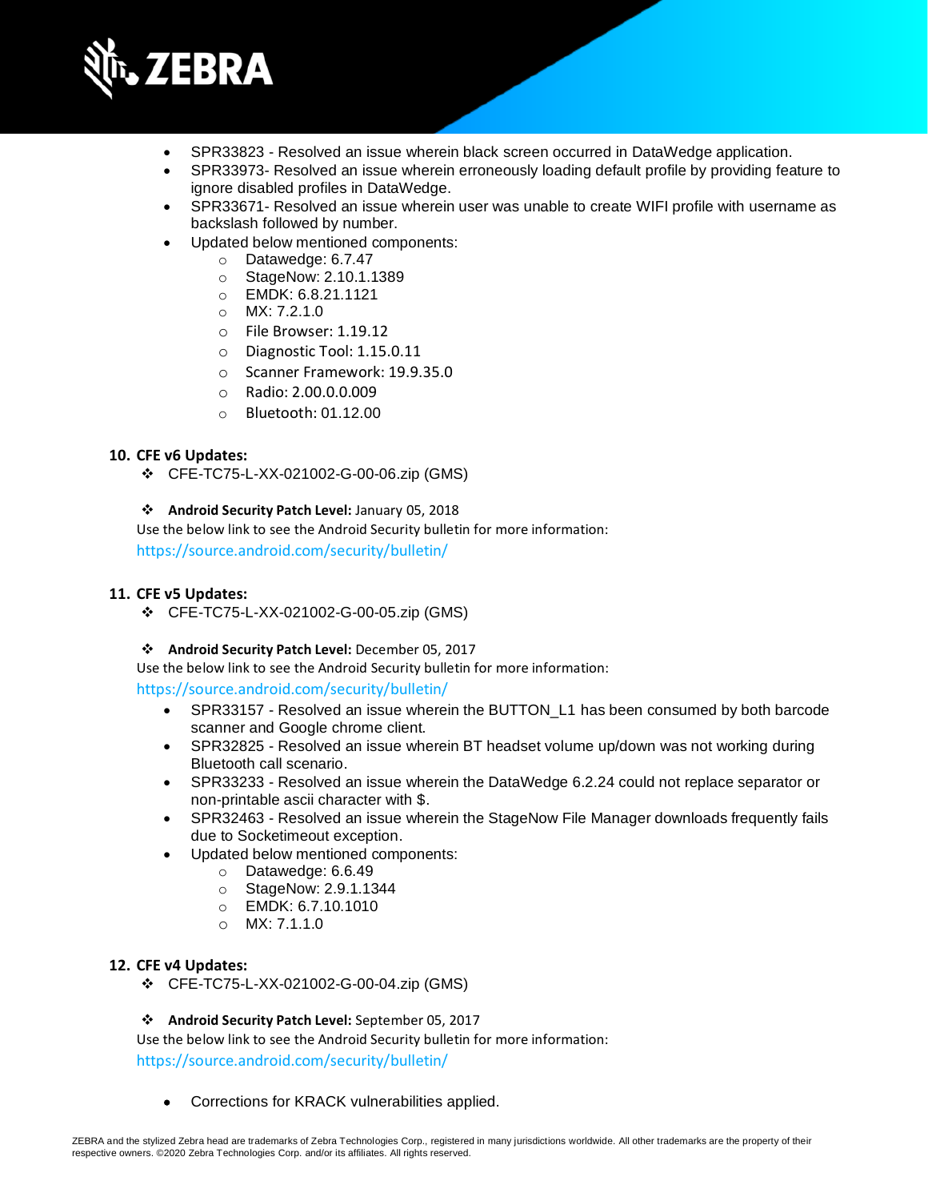- SPR33823 - Resolved an issue wherein black screen occurred in DataWedge application.
- SPR33973- Resolved an issue wherein erroneously loading default profile by providing feature to ignore disabled profiles in DataWedge.
- SPR33671- Resolved an issue wherein user was unable to create WIFI profile with username as backslash followed by number.
- Updated below mentioned components:
  - Datawedge: 6.7.47
  - StageNow: 2.10.1.1389
  - EMDK: 6.8.21.1121
  - MX: 7.2.1.0
  - File Browser: 1.19.12
  - Diagnostic Tool: 1.15.0.11
  - Scanner Framework: 19.9.35.0
  - Radio: 2.00.0.0.009
  - Bluetooth: 01.12.00

**10. CFE v6 Updates:**

- ❖ CFE-TC75-L-XX-021002-G-00-06.zip (GMS)

- ❖ **Android Security Patch Level:** January 05, 2018

  Use the below link to see the Android Security bulletin for more information:
  https://source.android.com/security/bulletin/

**11. CFE v5 Updates:**

- ❖ CFE-TC75-L-XX-021002-G-00-05.zip (GMS)

- ❖ **Android Security Patch Level:** December 05, 2017

  Use the below link to see the Android Security bulletin for more information:
  https://source.android.com/security/bulletin/

  - SPR33157 - Resolved an issue wherein the BUTTON_L1 has been consumed by both barcode scanner and Google chrome client.
  - SPR32825 - Resolved an issue wherein BT headset volume up/down was not working during Bluetooth call scenario.
  - SPR33233 - Resolved an issue wherein the DataWedge 6.2.24 could not replace separator or non-printable ascii character with $.
  - SPR32463 - Resolved an issue wherein the StageNow File Manager downloads frequently fails due to Socketimeout exception.
  - Updated below mentioned components:
    - Datawedge: 6.6.49
    - StageNow: 2.9.1.1344
    - EMDK: 6.7.10.1010
    - MX: 7.1.1.0

**12. CFE v4 Updates:**

- ❖ CFE-TC75-L-XX-021002-G-00-04.zip (GMS)

- ❖ **Android Security Patch Level:** September 05, 2017

  Use the below link to see the Android Security bulletin for more information:
  https://source.android.com/security/bulletin/

  - Corrections for KRACK vulnerabilities applied.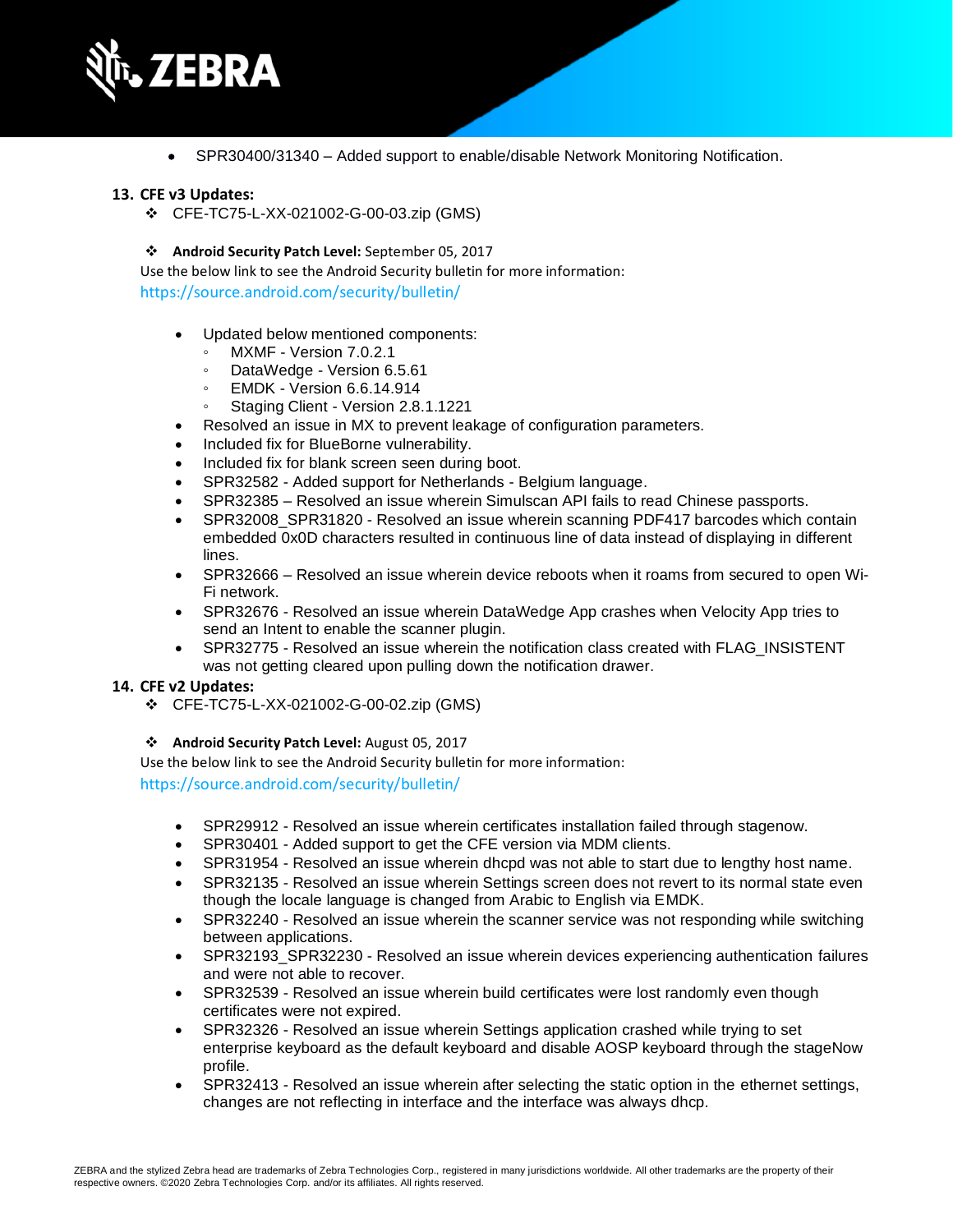- SPR30400/31340 – Added support to enable/disable Network Monitoring Notification.

13. **CFE v3 Updates:**
    - CFE-TC75-L-XX-021002-G-00-03.zip (GMS)

    - **Android Security Patch Level:** September 05, 2017

    Use the below link to see the Android Security bulletin for more information:
    https://source.android.com/security/bulletin/

    - Updated below mentioned components:
        - MXMF - Version 7.0.2.1
        - DataWedge - Version 6.5.61
        - EMDK - Version 6.6.14.914
        - Staging Client - Version 2.8.1.1221
    - Resolved an issue in MX to prevent leakage of configuration parameters.
    - Included fix for BlueBorne vulnerability.
    - Included fix for blank screen seen during boot.
    - SPR32582 - Added support for Netherlands - Belgium language.
    - SPR32385 – Resolved an issue wherein Simulscan API fails to read Chinese passports.
    - SPR32008_SPR31820 - Resolved an issue wherein scanning PDF417 barcodes which contain embedded 0x0D characters resulted in continuous line of data instead of displaying in different lines.
    - SPR32666 – Resolved an issue wherein device reboots when it roams from secured to open Wi-Fi network.
    - SPR32676 - Resolved an issue wherein DataWedge App crashes when Velocity App tries to send an Intent to enable the scanner plugin.
    - SPR32775 - Resolved an issue wherein the notification class created with FLAG_INSISTENT was not getting cleared upon pulling down the notification drawer.

14. **CFE v2 Updates:**
    - CFE-TC75-L-XX-021002-G-00-02.zip (GMS)

    - **Android Security Patch Level:** August 05, 2017

    Use the below link to see the Android Security bulletin for more information:
    https://source.android.com/security/bulletin/

    - SPR29912 - Resolved an issue wherein certificates installation failed through stagenow.
    - SPR30401 - Added support to get the CFE version via MDM clients.
    - SPR31954 - Resolved an issue wherein dhcpd was not able to start due to lengthy host name.
    - SPR32135 - Resolved an issue wherein Settings screen does not revert to its normal state even though the locale language is changed from Arabic to English via EMDK.
    - SPR32240 - Resolved an issue wherein the scanner service was not responding while switching between applications.
    - SPR32193_SPR32230 - Resolved an issue wherein devices experiencing authentication failures and were not able to recover.
    - SPR32539 - Resolved an issue wherein build certificates were lost randomly even though certificates were not expired.
    - SPR32326 - Resolved an issue wherein Settings application crashed while trying to set enterprise keyboard as the default keyboard and disable AOSP keyboard through the stageNow profile.
    - SPR32413 - Resolved an issue wherein after selecting the static option in the ethernet settings, changes are not reflecting in interface and the interface was always dhcp.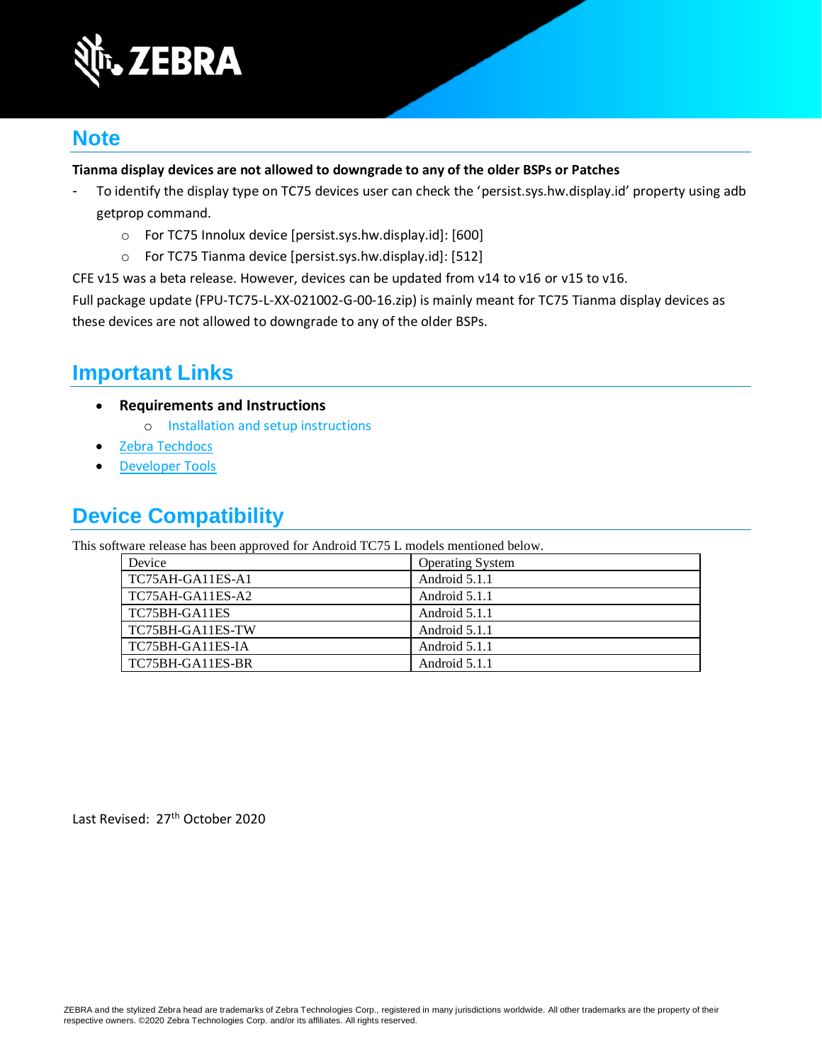## Note

**Tianma display devices are not allowed to downgrade to any of the older BSPs or Patches**

- To identify the display type on TC75 devices user can check the 'persist.sys.hw.display.id' property using adb getprop command.
  - For TC75 Innolux device [persist.sys.hw.display.id]: [600]
  - For TC75 Tianma device [persist.sys.hw.display.id]: [512]

CFE v15 was a beta release. However, devices can be updated from v14 to v16 or v15 to v16.

Full package update (FPU-TC75-L-XX-021002-G-00-16.zip) is mainly meant for TC75 Tianma display devices as these devices are not allowed to downgrade to any of the older BSPs.

## Important Links

- **Requirements and Instructions**
  - Installation and setup instructions
- Zebra Techdocs
- Developer Tools

## Device Compatibility

This software release has been approved for Android TC75 L models mentioned below.

| Device | Operating System |
|---|---|
| TC75AH-GA11ES-A1 | Android 5.1.1 |
| TC75AH-GA11ES-A2 | Android 5.1.1 |
| TC75BH-GA11ES | Android 5.1.1 |
| TC75BH-GA11ES-TW | Android 5.1.1 |
| TC75BH-GA11ES-IA | Android 5.1.1 |
| TC75BH-GA11ES-BR | Android 5.1.1 |

Last Revised: 27th October 2020